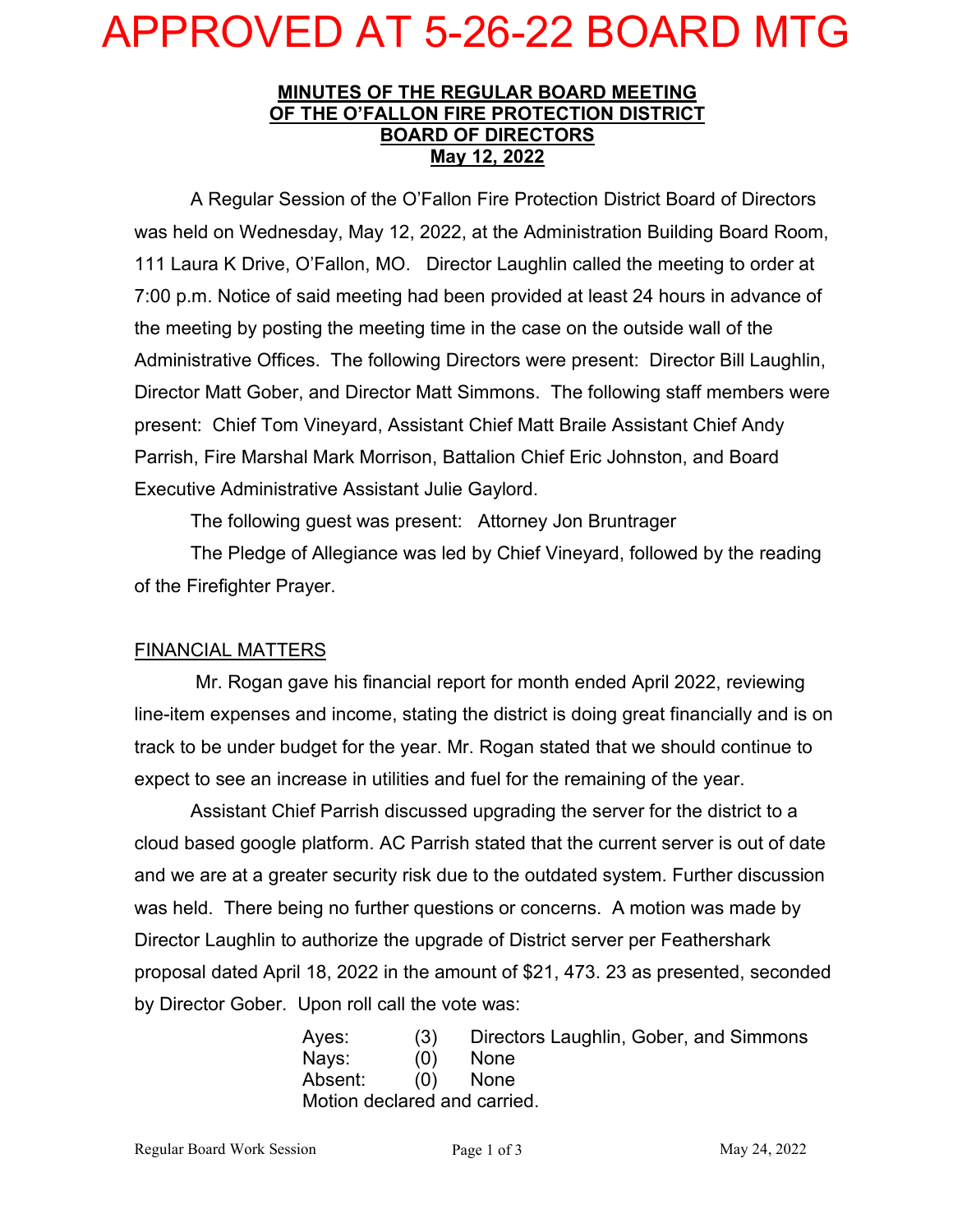# APPROVED AT 5-26-22 BOARD MTG

**MINUTES OF THE REGULAR BOARD MEETING**
**OF THE O'FALLON FIRE PROTECTION DISTRICT**
**BOARD OF DIRECTORS**
**May 12, 2022**

A Regular Session of the O'Fallon Fire Protection District Board of Directors was held on Wednesday, May 12, 2022, at the Administration Building Board Room, 111 Laura K Drive, O'Fallon, MO. Director Laughlin called the meeting to order at 7:00 p.m. Notice of said meeting had been provided at least 24 hours in advance of the meeting by posting the meeting time in the case on the outside wall of the Administrative Offices. The following Directors were present: Director Bill Laughlin, Director Matt Gober, and Director Matt Simmons. The following staff members were present: Chief Tom Vineyard, Assistant Chief Matt Braile Assistant Chief Andy Parrish, Fire Marshal Mark Morrison, Battalion Chief Eric Johnston, and Board Executive Administrative Assistant Julie Gaylord.

The following guest was present: Attorney Jon Bruntrager

The Pledge of Allegiance was led by Chief Vineyard, followed by the reading of the Firefighter Prayer.

## FINANCIAL MATTERS

Mr. Rogan gave his financial report for month ended April 2022, reviewing line-item expenses and income, stating the district is doing great financially and is on track to be under budget for the year. Mr. Rogan stated that we should continue to expect to see an increase in utilities and fuel for the remaining of the year.

Assistant Chief Parrish discussed upgrading the server for the district to a cloud based google platform. AC Parrish stated that the current server is out of date and we are at a greater security risk due to the outdated system. Further discussion was held. There being no further questions or concerns. A motion was made by Director Laughlin to authorize the upgrade of District server per Feathershark proposal dated April 18, 2022 in the amount of $21, 473. 23 as presented, seconded by Director Gober. Upon roll call the vote was:

| | | |
|---|---|---|
| Ayes: | (3) | Directors Laughlin, Gober, and Simmons |
| Nays: | (0) | None |
| Absent: | (0) | None |

Motion declared and carried.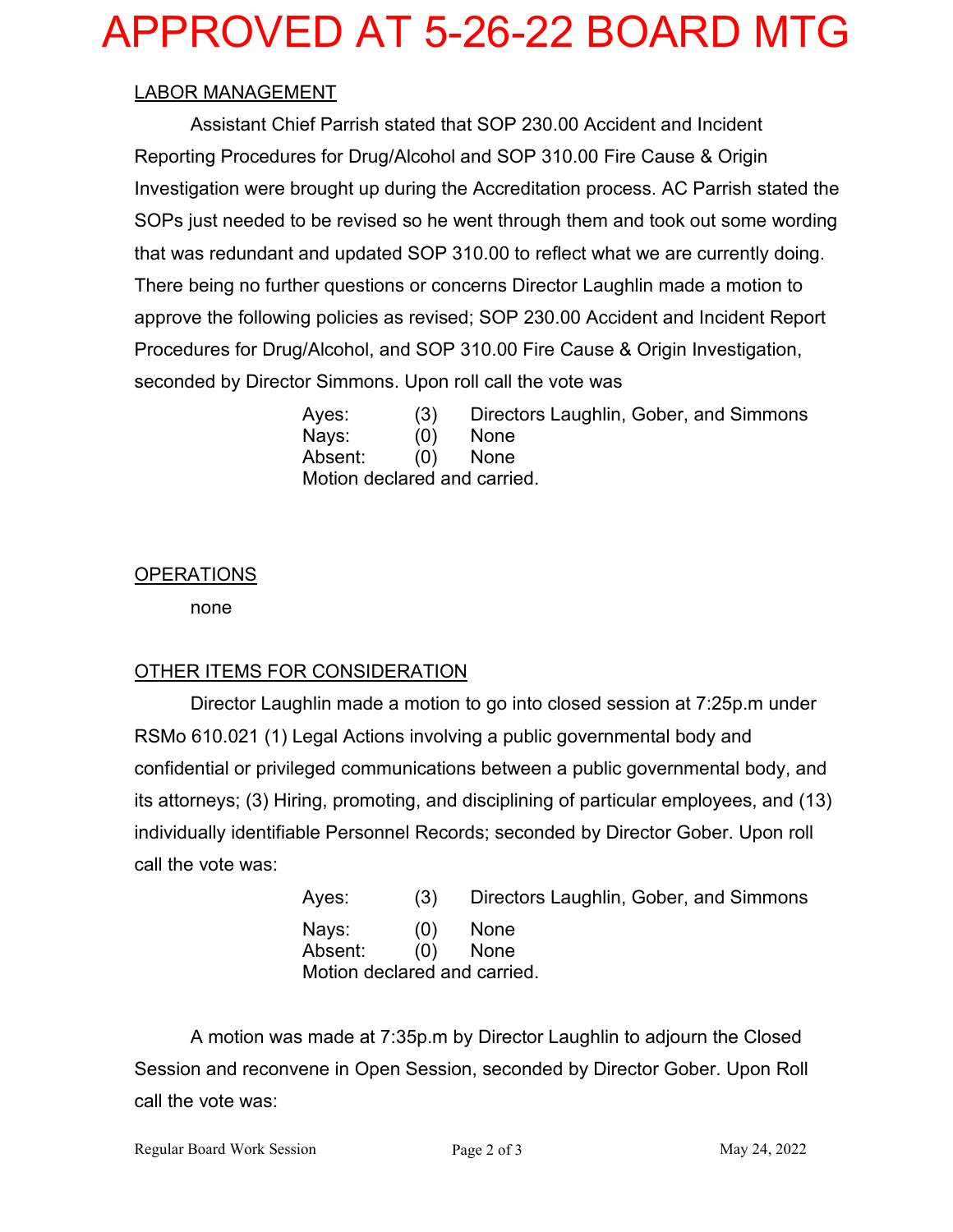APPROVED AT 5-26-22 BOARD MTG

LABOR MANAGEMENT

Assistant Chief Parrish stated that SOP 230.00 Accident and Incident Reporting Procedures for Drug/Alcohol and SOP 310.00 Fire Cause & Origin Investigation were brought up during the Accreditation process. AC Parrish stated the SOPs just needed to be revised so he went through them and took out some wording that was redundant and updated SOP 310.00 to reflect what we are currently doing. There being no further questions or concerns Director Laughlin made a motion to approve the following policies as revised; SOP 230.00 Accident and Incident Report Procedures for Drug/Alcohol, and SOP 310.00 Fire Cause & Origin Investigation, seconded by Director Simmons. Upon roll call the vote was

| | | |
|---|---|---|
| Ayes: | (3) | Directors Laughlin, Gober, and Simmons |
| Nays: | (0) | None |
| Absent: | (0) | None |

Motion declared and carried.

OPERATIONS

none

OTHER ITEMS FOR CONSIDERATION

Director Laughlin made a motion to go into closed session at 7:25p.m under RSMo 610.021 (1) Legal Actions involving a public governmental body and confidential or privileged communications between a public governmental body, and its attorneys; (3) Hiring, promoting, and disciplining of particular employees, and (13) individually identifiable Personnel Records; seconded by Director Gober. Upon roll call the vote was:

| | | |
|---|---|---|
| Ayes: | (3) | Directors Laughlin, Gober, and Simmons |
| Nays: | (0) | None |
| Absent: | (0) | None |

Motion declared and carried.

A motion was made at 7:35p.m by Director Laughlin to adjourn the Closed Session and reconvene in Open Session, seconded by Director Gober. Upon Roll call the vote was: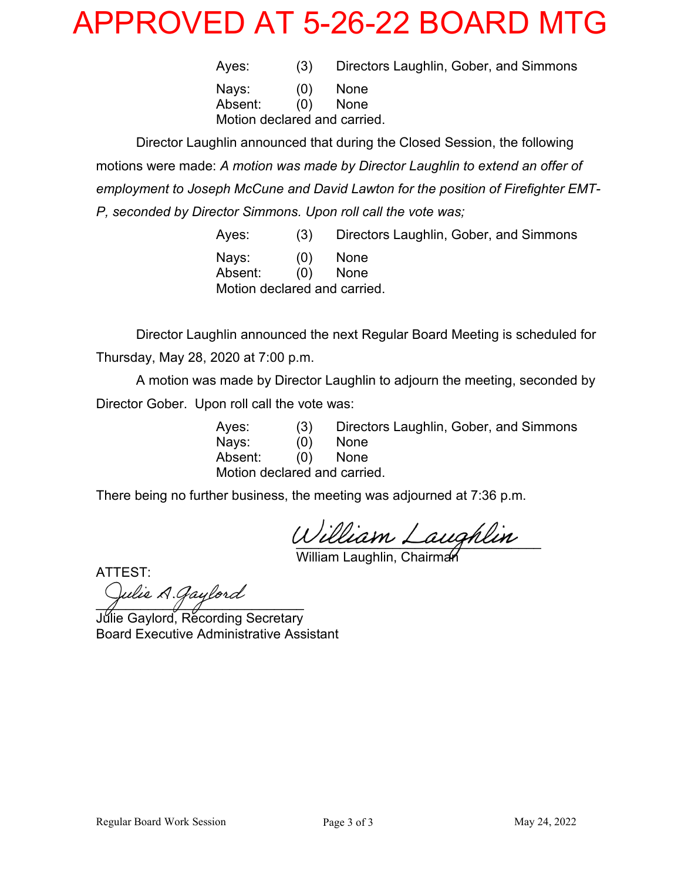APPROVED AT 5-26-22 BOARD MTG

| | | |
|---|---|---|
| Ayes: | (3) | Directors Laughlin, Gober, and Simmons |
| Nays: | (0) | None |
| Absent: | (0) | None |

Motion declared and carried.

Director Laughlin announced that during the Closed Session, the following motions were made: *A motion was made by Director Laughlin to extend an offer of employment to Joseph McCune and David Lawton for the position of Firefighter EMT-P, seconded by Director Simmons. Upon roll call the vote was;*

| | | |
|---|---|---|
| Ayes: | (3) | Directors Laughlin, Gober, and Simmons |
| Nays: | (0) | None |
| Absent: | (0) | None |

Motion declared and carried.

Director Laughlin announced the next Regular Board Meeting is scheduled for Thursday, May 28, 2020 at 7:00 p.m.

A motion was made by Director Laughlin to adjourn the meeting, seconded by Director Gober. Upon roll call the vote was:

| | | |
|---|---|---|
| Ayes: | (3) | Directors Laughlin, Gober, and Simmons |
| Nays: | (0) | None |
| Absent: | (0) | None |

Motion declared and carried.

There being no further business, the meeting was adjourned at 7:36 p.m.

William Laughlin
William Laughlin, Chairman

ATTEST:

Julie A. Gaylord
Julie Gaylord, Recording Secretary
Board Executive Administrative Assistant